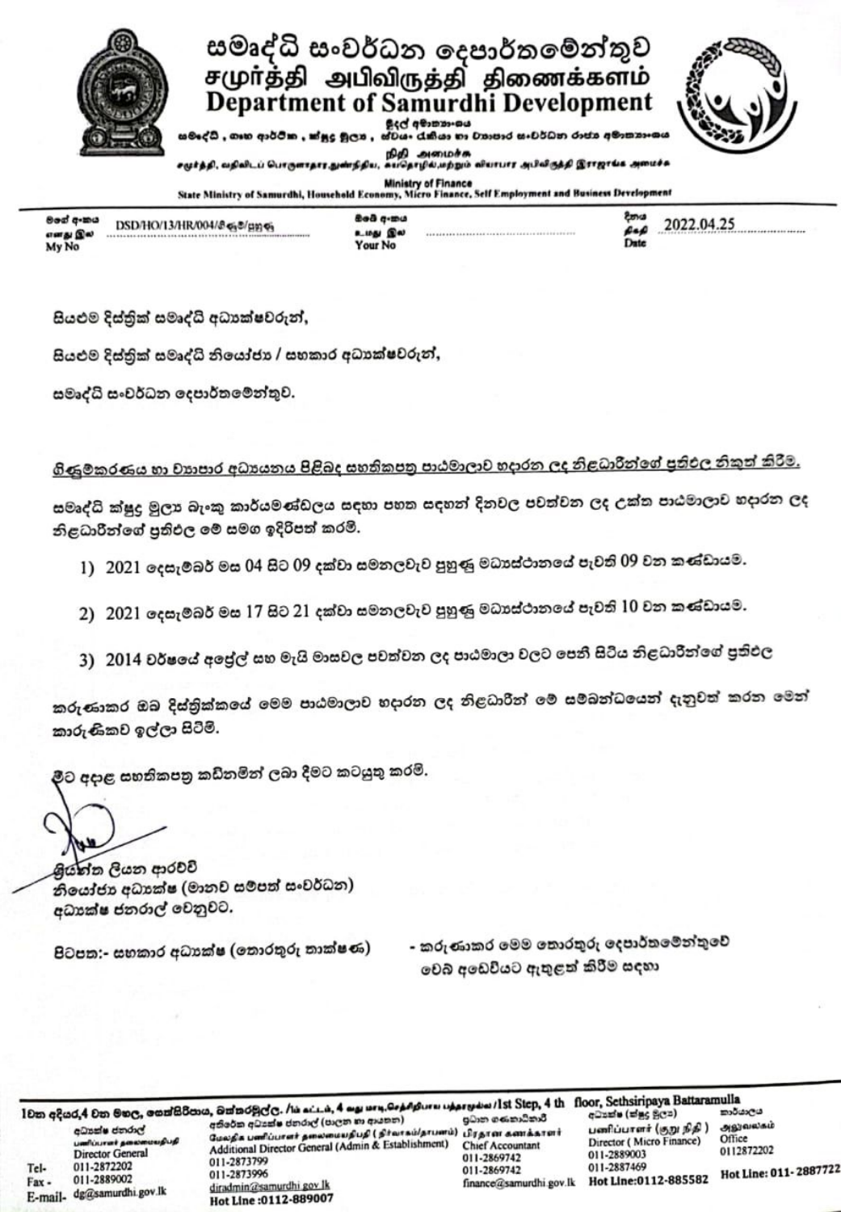# සමෘද්ධි සංවර්ධන දෙපාර්තමේන්තුව
# சமுர்த்தி அபிவிருத்தி திணைக்களம்
# Department of Samurdhi Development

මුදල් අමාත්‍යාංශය

සමෘද්ධි, ගෘහ ආර්ථික, ක්ෂුද්‍ර මූල්‍ය, ස්වයං රැකියා හා ව්‍යාපාර සංවර්ධන රාජ්‍ය අමාත්‍යාංශය

நிதி அமைச்சு

சமுர்த்தி, வதிவிடப் பொருளாதார, நுண்நிதிய, சுயதொழில்,மற்றும் வியாபார அபிவிருத்தி இராஜாங்க அமைச்சு

Ministry of Finance

State Ministry of Samurdhi, Household Economy, Micro Finance, Self Employment and Business Development

| මගේ අංකය / எனது இல / My No | DSD/HO/13/HR/004/ශිෂ්‍ය/පුහුණු | ඔබේ අංකය / உமது இல / Your No | | දිනය / திகதி / Date | 2022.04.25 |
|---|---|---|---|---|---|

සියළුම දිස්ත්‍රික් සමෘද්ධි අධ්‍යක්ෂවරුන්,

සියළුම දිස්ත්‍රික් සමෘද්ධි නියෝජ්‍ය / සහකාර අධ්‍යක්ෂවරුන්,

සමෘද්ධි සංවර්ධන දෙපාර්තමේන්තුව.

ගිණුම්කරණය හා ව්‍යාපාර අධ්‍යයනය පිළිබඳ සහතිකපත්‍ර පාඨමාලාව හදාරන ලද නිළධාරීන්ගේ ප්‍රතිඵල නිකුත් කිරීම.

සමෘද්ධි ක්ෂුද්‍ර මූල්‍ය බැංකු කාර්යමණ්ඩලය සඳහා පහත සඳහන් දිනවල පවත්වන ලද උක්ත පාඨමාලාව හදාරන ලද නිළධාරීන්ගේ ප්‍රතිඵල මේ සමග ඉදිරිපත් කරමි.

1) 2021 දෙසැම්බර් මස 04 සිට 09 දක්වා සමනලවැව පුහුණු මධ්‍යස්ථානයේ පැවති 09 වන කණ්ඩායම.

2) 2021 දෙසැම්බර් මස 17 සිට 21 දක්වා සමනලවැව පුහුණු මධ්‍යස්ථානයේ පැවති 10 වන කණ්ඩායම.

3) 2014 වර්ෂයේ අප්‍රේල් සහ මැයි මාසවල පවත්වන ලද පාඨමාලා වලට පෙනී සිටිය නිළධාරීන්ගේ ප්‍රතිඵල

කරුණාකර ඔබ දිස්ත්‍රික්කයේ මෙම පාඨමාලාව හදාරන ලද නිළධාරීන් මේ සම්බන්ධයෙන් දැනුවත් කරන මෙන් කාරුණිකව ඉල්ලා සිටිමි.

මීට අදාළ සහතිකපත්‍ර කඩිනමින් ලබා දීමට කටයුතු කරමි.

ප්‍රියන්ත ලියන ආරච්චි
නියෝජ්‍ය අධ්‍යක්ෂ (මානව සම්පත් සංවර්ධන)
අධ්‍යක්ෂ ජනරාල් වෙනුවට.

පිටපත:- සහකාර අධ්‍යක්ෂ (තොරතුරු තාක්ෂණ) - කරුණාකර මෙම තොරතුරු දෙපාර්තමේන්තුවේ වෙබ් අඩවියට ඇතුළත් කිරීම සඳහා

---

1වන අදියර,4 වන මහල, සෙත්සිරිපාය, බත්තරමුල්ල. / 1ம் கட்டம், 4 வது மாடி,செத்சிறிபாய பத்தரமுல்ல / 1st Step, 4 th floor, Sethsiripaya Battaramulla

| | අධ්‍යක්ෂ ජනරාල් / பணிப்பாளர் நாயகம் / Director General | අතිරේක අධ්‍යක්ෂ ජනරාල් (පාලන හා ආයතන) / மேலதிக பணிப்பாளர் நாயகம் (நிர்வாகம்/தாபனம்) / Additional Director General (Admin & Establishment) | ප්‍රධාන ගණකාධිකාරී / பிரதான கணக்காளர் / Chief Accountant | අධ්‍යක්ෂ (ක්ෂුද්‍ර මූල්‍ය) / பணிப்பாளர் (நுண் நிதி) / Director (Micro Finance) | කාර්යාලය / அலுவலகம் / Office |
|---|---|---|---|---|---|
| Tel- | 011-2872202 | 011-2873799 | 011-2869742 | 011-2889003 | 0112872202 |
| Fax - | 011-2889002 | 011-2873996 | 011-2869742 | 011-2887469 | |
| E-mail- | dg@samurdhi.gov.lk | diradmin@samurdhi.gov.lk | finance@samurdhi.gov.lk | | |
| | | Hot Line :0112-889007 | | Hot Line:0112-885582 | Hot Line: 011- 2887722 |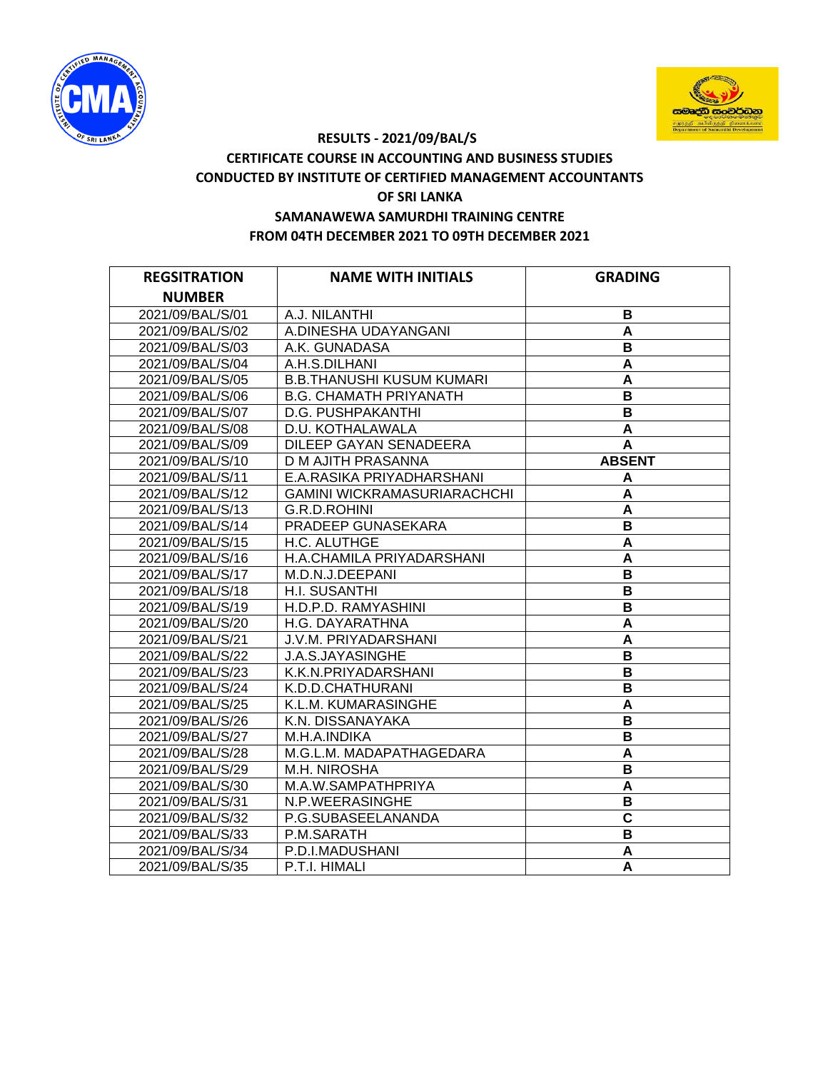**RESULTS - 2021/09/BAL/S**

**CERTIFICATE COURSE IN ACCOUNTING AND BUSINESS STUDIES**

**CONDUCTED BY INSTITUTE OF CERTIFIED MANAGEMENT ACCOUNTANTS OF SRI LANKA**

**SAMANAWEWA SAMURDHI TRAINING CENTRE**

**FROM 04TH DECEMBER 2021 TO 09TH DECEMBER 2021**

| REGSITRATION NUMBER | NAME WITH INITIALS | GRADING |
|---|---|---|
| 2021/09/BAL/S/01 | A.J. NILANTHI | B |
| 2021/09/BAL/S/02 | A.DINESHA UDAYANGANI | A |
| 2021/09/BAL/S/03 | A.K. GUNADASA | B |
| 2021/09/BAL/S/04 | A.H.S.DILHANI | A |
| 2021/09/BAL/S/05 | B.B.THANUSHI KUSUM KUMARI | A |
| 2021/09/BAL/S/06 | B.G. CHAMATH PRIYANATH | B |
| 2021/09/BAL/S/07 | D.G. PUSHPAKANTHI | B |
| 2021/09/BAL/S/08 | D.U. KOTHALAWALA | A |
| 2021/09/BAL/S/09 | DILEEP GAYAN SENADEERA | A |
| 2021/09/BAL/S/10 | D M AJITH PRASANNA | ABSENT |
| 2021/09/BAL/S/11 | E.A.RASIKA PRIYADHARSHANI | A |
| 2021/09/BAL/S/12 | GAMINI WICKRAMASURIARACHCHI | A |
| 2021/09/BAL/S/13 | G.R.D.ROHINI | A |
| 2021/09/BAL/S/14 | PRADEEP GUNASEKARA | B |
| 2021/09/BAL/S/15 | H.C. ALUTHGE | A |
| 2021/09/BAL/S/16 | H.A.CHAMILA PRIYADARSHANI | A |
| 2021/09/BAL/S/17 | M.D.N.J.DEEPANI | B |
| 2021/09/BAL/S/18 | H.I. SUSANTHI | B |
| 2021/09/BAL/S/19 | H.D.P.D. RAMYASHINI | B |
| 2021/09/BAL/S/20 | H.G. DAYARATHNA | A |
| 2021/09/BAL/S/21 | J.V.M. PRIYADARSHANI | A |
| 2021/09/BAL/S/22 | J.A.S.JAYASINGHE | B |
| 2021/09/BAL/S/23 | K.K.N.PRIYADARSHANI | B |
| 2021/09/BAL/S/24 | K.D.D.CHATHURANI | B |
| 2021/09/BAL/S/25 | K.L.M. KUMARASINGHE | A |
| 2021/09/BAL/S/26 | K.N. DISSANAYAKA | B |
| 2021/09/BAL/S/27 | M.H.A.INDIKA | B |
| 2021/09/BAL/S/28 | M.G.L.M. MADAPATHAGEDARA | A |
| 2021/09/BAL/S/29 | M.H. NIROSHA | B |
| 2021/09/BAL/S/30 | M.A.W.SAMPATHPRIYA | A |
| 2021/09/BAL/S/31 | N.P.WEERASINGHE | B |
| 2021/09/BAL/S/32 | P.G.SUBASEELANANDA | C |
| 2021/09/BAL/S/33 | P.M.SARATH | B |
| 2021/09/BAL/S/34 | P.D.I.MADUSHANI | A |
| 2021/09/BAL/S/35 | P.T.I. HIMALI | A |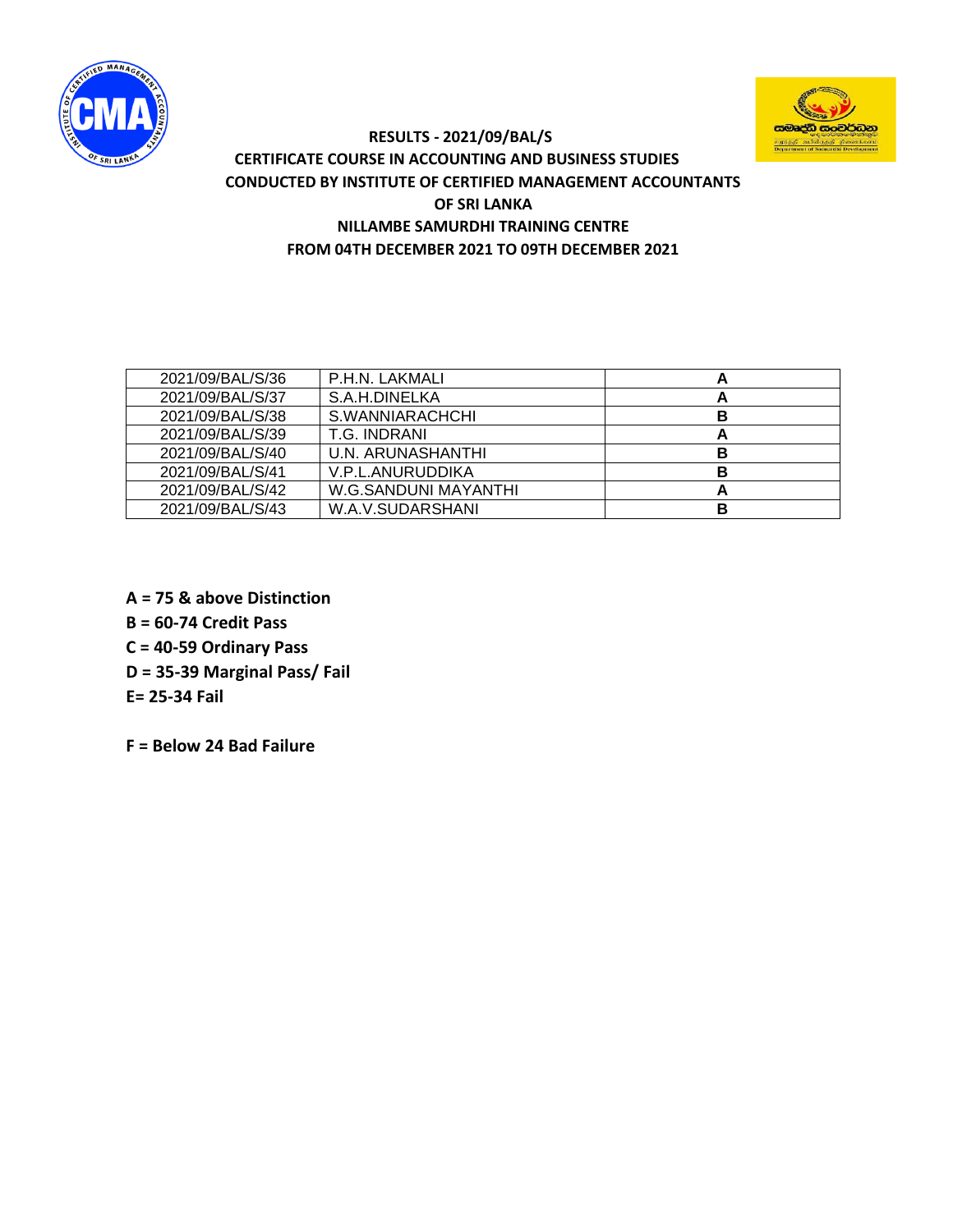**RESULTS - 2021/09/BAL/S**
**CERTIFICATE COURSE IN ACCOUNTING AND BUSINESS STUDIES**
**CONDUCTED BY INSTITUTE OF CERTIFIED MANAGEMENT ACCOUNTANTS OF SRI LANKA**
**NILLAMBE SAMURDHI TRAINING CENTRE**
**FROM 04TH DECEMBER 2021 TO 09TH DECEMBER 2021**

| | | |
|---|---|---|
| 2021/09/BAL/S/36 | P.H.N. LAKMALI | **A** |
| 2021/09/BAL/S/37 | S.A.H.DINELKA | **A** |
| 2021/09/BAL/S/38 | S.WANNIARACHCHI | **B** |
| 2021/09/BAL/S/39 | T.G. INDRANI | **A** |
| 2021/09/BAL/S/40 | U.N. ARUNASHANTHI | **B** |
| 2021/09/BAL/S/41 | V.P.L.ANURUDDIKA | **B** |
| 2021/09/BAL/S/42 | W.G.SANDUNI MAYANTHI | **A** |
| 2021/09/BAL/S/43 | W.A.V.SUDARSHANI | **B** |

**A = 75 & above Distinction**

**B = 60-74 Credit Pass**

**C = 40-59 Ordinary Pass**

**D = 35-39 Marginal Pass/ Fail**

**E= 25-34 Fail**

**F = Below 24 Bad Failure**